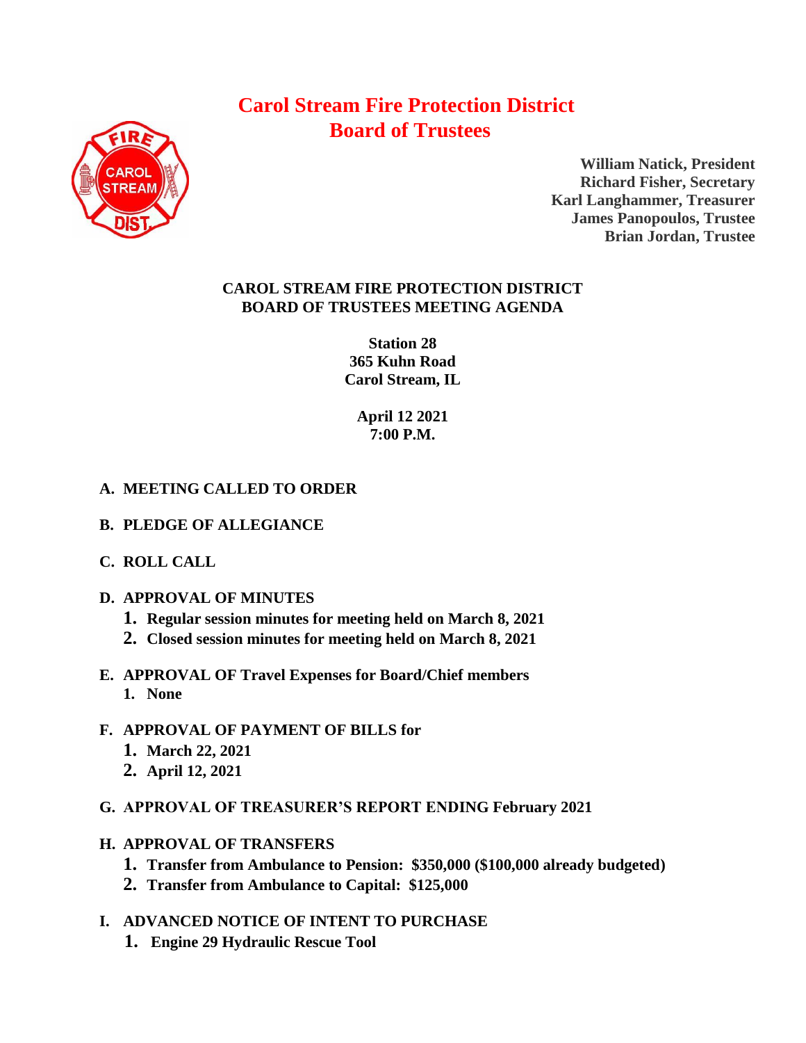# Carol Stream Fire Protection District
# Board of Trustees

**William Natick, President**
**Richard Fisher, Secretary**
**Karl Langhammer, Treasurer**
**James Panopoulos, Trustee**
**Brian Jordan, Trustee**

## CAROL STREAM FIRE PROTECTION DISTRICT
## BOARD OF TRUSTEES MEETING AGENDA

**Station 28**
**365 Kuhn Road**
**Carol Stream, IL**

**April 12 2021**
**7:00 P.M.**

**A. MEETING CALLED TO ORDER**

**B. PLEDGE OF ALLEGIANCE**

**C. ROLL CALL**

**D. APPROVAL OF MINUTES**

1. Regular session minutes for meeting held on March 8, 2021
2. Closed session minutes for meeting held on March 8, 2021

**E. APPROVAL OF Travel Expenses for Board/Chief members**

1. None

**F. APPROVAL OF PAYMENT OF BILLS for**

1. March 22, 2021
2. April 12, 2021

**G. APPROVAL OF TREASURER'S REPORT ENDING February 2021**

**H. APPROVAL OF TRANSFERS**

1. Transfer from Ambulance to Pension: $350,000 ($100,000 already budgeted)
2. Transfer from Ambulance to Capital: $125,000

**I. ADVANCED NOTICE OF INTENT TO PURCHASE**

1. Engine 29 Hydraulic Rescue Tool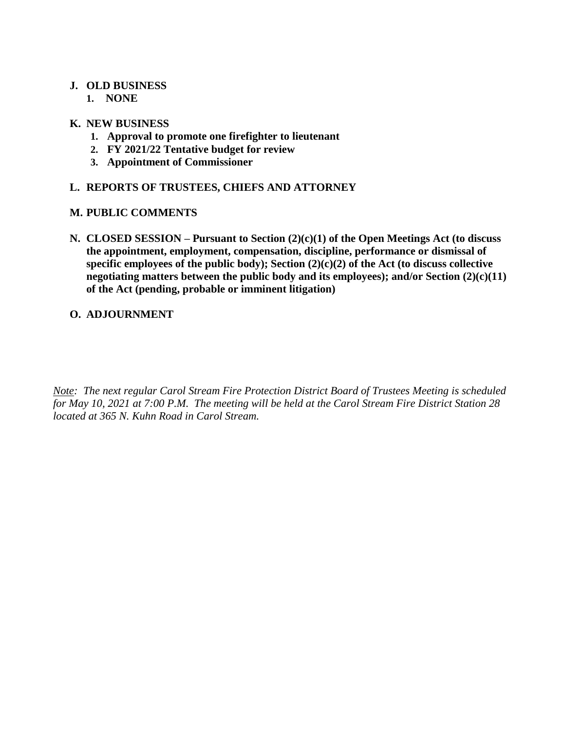**J. OLD BUSINESS**

1. **NONE**

**K. NEW BUSINESS**

1. **Approval to promote one firefighter to lieutenant**
2. **FY 2021/22 Tentative budget for review**
3. **Appointment of Commissioner**

**L. REPORTS OF TRUSTEES, CHIEFS AND ATTORNEY**

**M. PUBLIC COMMENTS**

**N. CLOSED SESSION – Pursuant to Section (2)(c)(1) of the Open Meetings Act (to discuss the appointment, employment, compensation, discipline, performance or dismissal of specific employees of the public body); Section (2)(c)(2) of the Act (to discuss collective negotiating matters between the public body and its employees); and/or Section (2)(c)(11) of the Act (pending, probable or imminent litigation)**

**O. ADJOURNMENT**

*Note: The next regular Carol Stream Fire Protection District Board of Trustees Meeting is scheduled for May 10, 2021 at 7:00 P.M. The meeting will be held at the Carol Stream Fire District Station 28 located at 365 N. Kuhn Road in Carol Stream.*